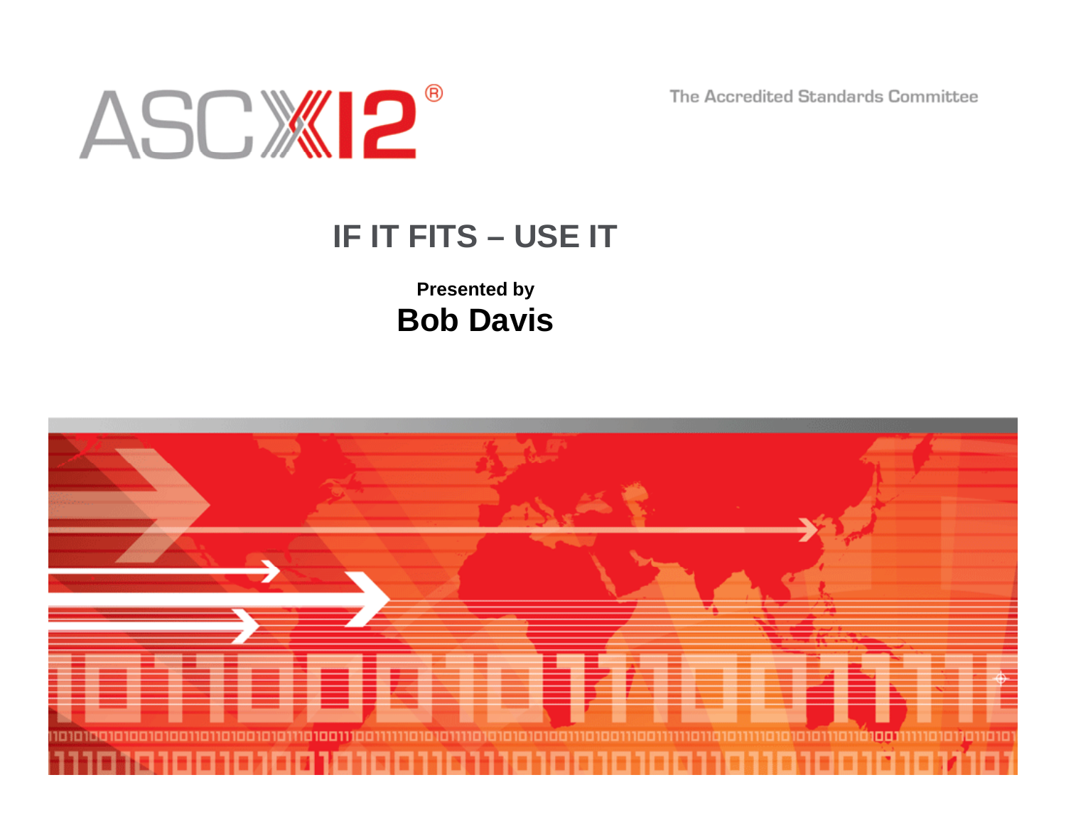ASC X12®

The Accredited Standards Committee

# IF IT FITS – USE IT

**Presented by**

**Bob Davis**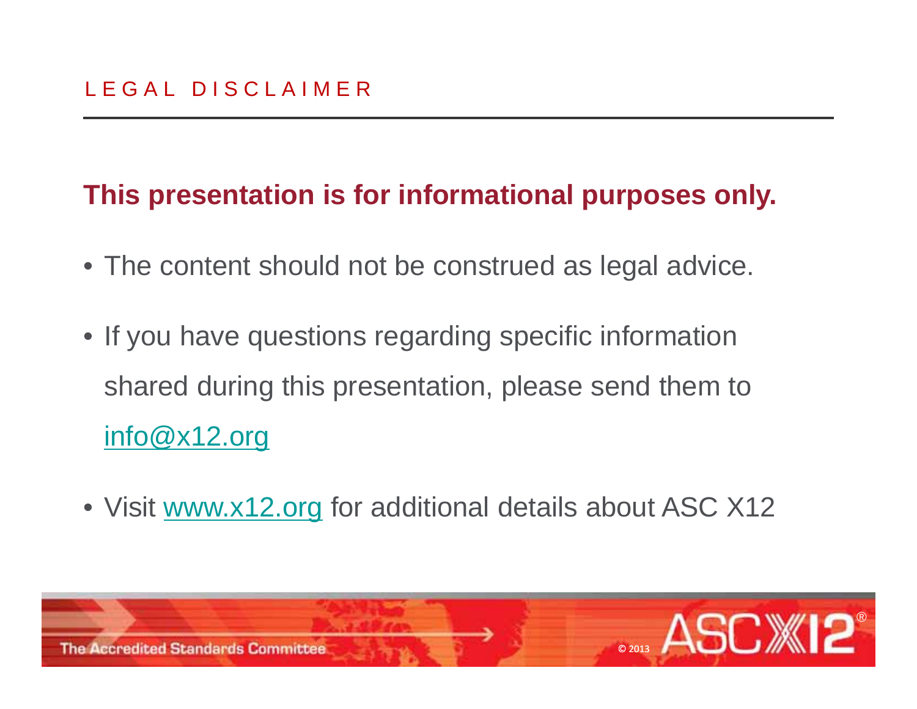## LEGAL DISCLAIMER

**This presentation is for informational purposes only.**

- The content should not be construed as legal advice.
- If you have questions regarding specific information shared during this presentation, please send them to info@x12.org
- Visit www.x12.org for additional details about ASC X12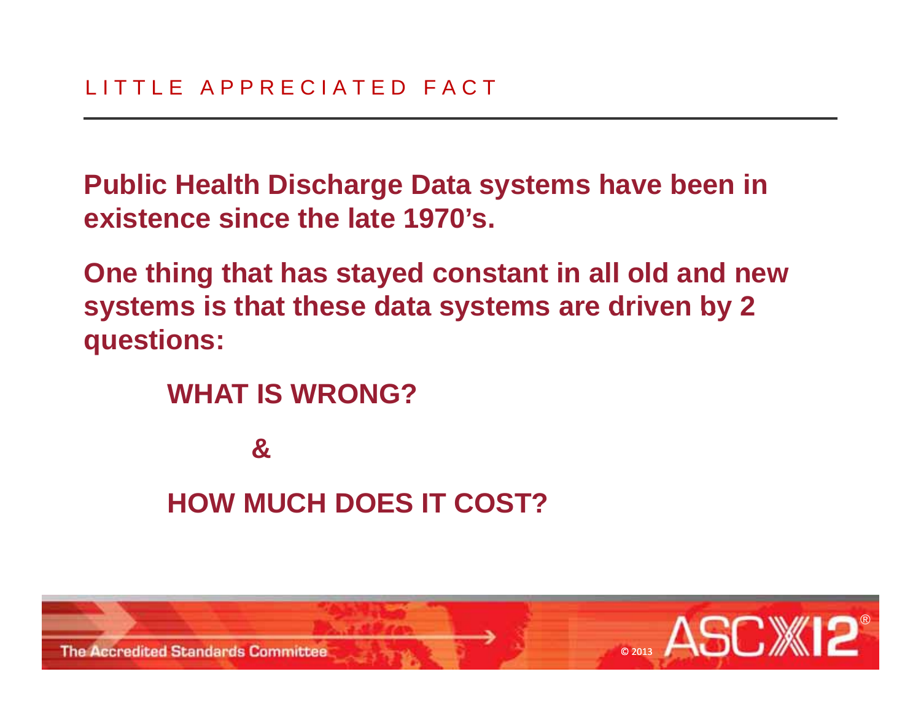## LITTLE APPRECIATED FACT

**Public Health Discharge Data systems have been in existence since the late 1970's.**

**One thing that has stayed constant in all old and new systems is that these data systems are driven by 2 questions:**

**WHAT IS WRONG?**

**&**

**HOW MUCH DOES IT COST?**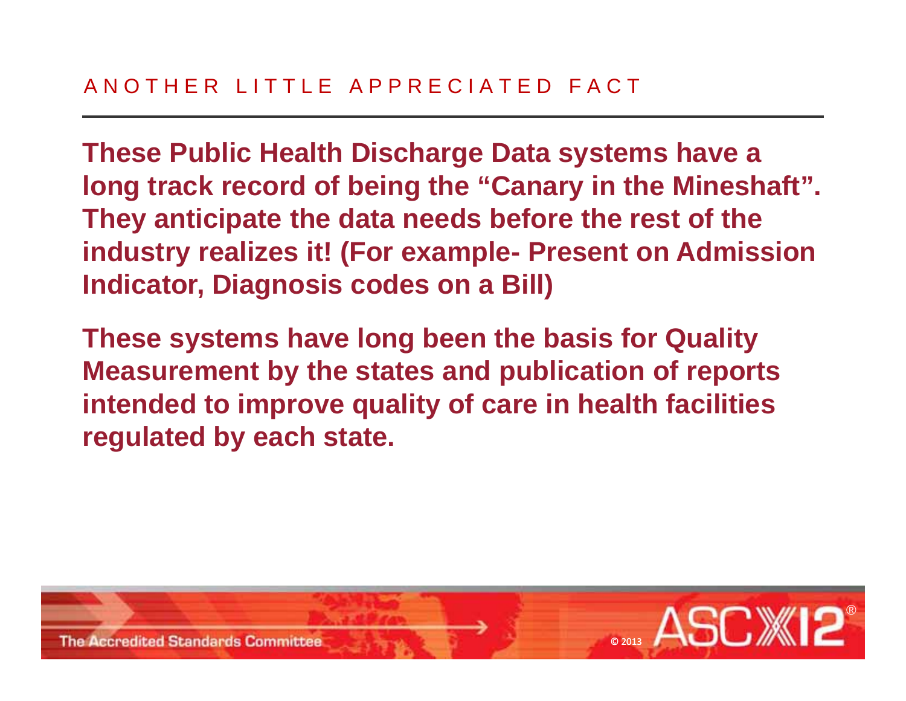## ANOTHER LITTLE APPRECIATED FACT

**These Public Health Discharge Data systems have a long track record of being the "Canary in the Mineshaft". They anticipate the data needs before the rest of the industry realizes it! (For example- Present on Admission Indicator, Diagnosis codes on a Bill)**

**These systems have long been the basis for Quality Measurement by the states and publication of reports intended to improve quality of care in health facilities regulated by each state.**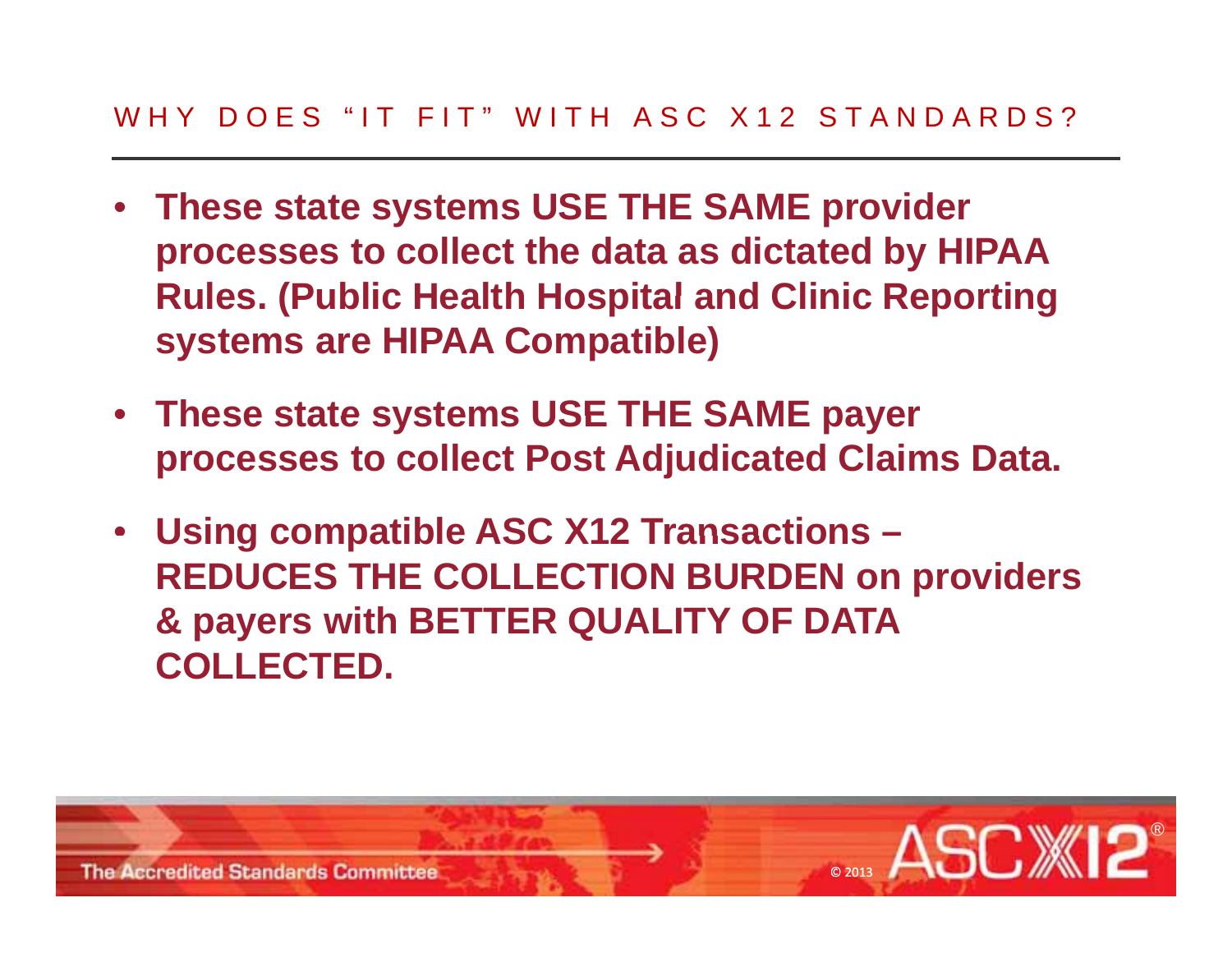## WHY DOES "IT FIT" WITH ASC X12 STANDARDS?

- **These state systems USE THE SAME provider processes to collect the data as dictated by HIPAA Rules. (Public Health Hospital and Clinic Reporting systems are HIPAA Compatible)**
- **These state systems USE THE SAME payer processes to collect Post Adjudicated Claims Data.**
- **Using compatible ASC X12 Transactions – REDUCES THE COLLECTION BURDEN on providers & payers with BETTER QUALITY OF DATA COLLECTED.**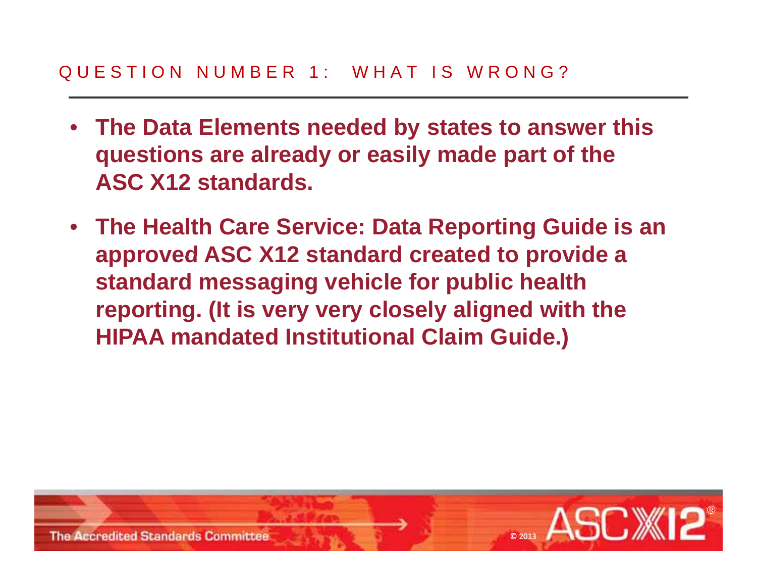## QUESTION NUMBER 1: WHAT IS WRONG?

- **The Data Elements needed by states to answer this questions are already or easily made part of the ASC X12 standards.**
- **The Health Care Service: Data Reporting Guide is an approved ASC X12 standard created to provide a standard messaging vehicle for public health reporting. (It is very very closely aligned with the HIPAA mandated Institutional Claim Guide.)**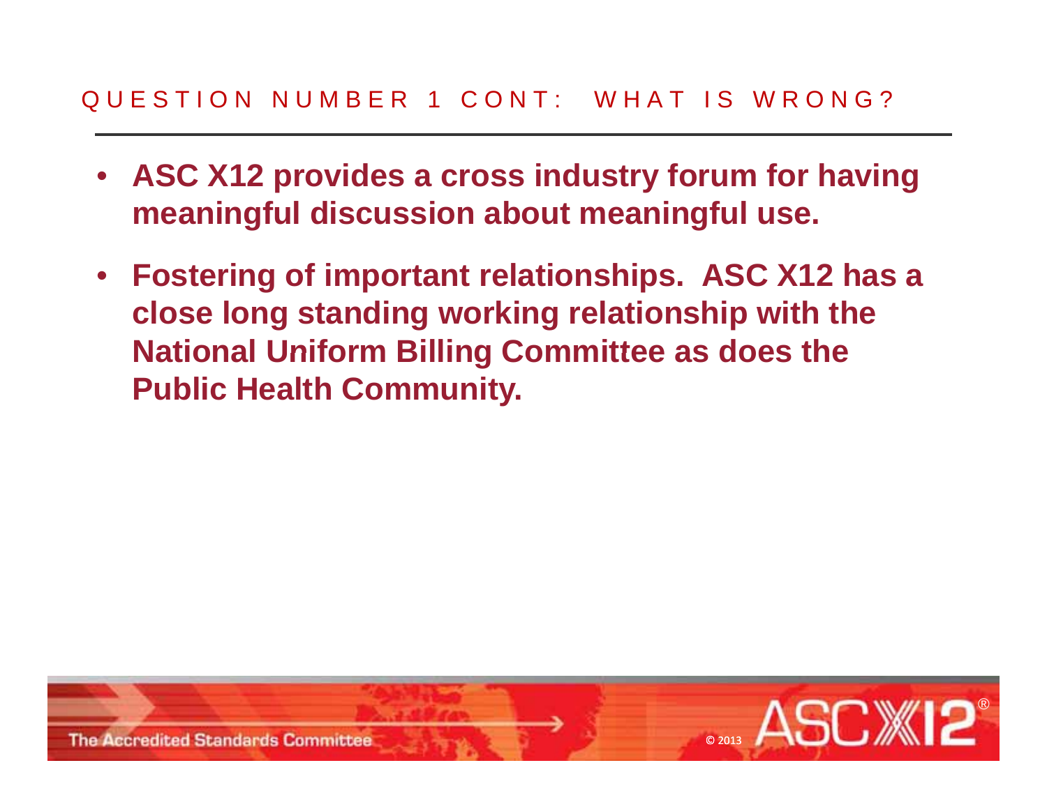## QUESTION NUMBER 1 CONT: WHAT IS WRONG?

- **ASC X12 provides a cross industry forum for having meaningful discussion about meaningful use.**
- **Fostering of important relationships. ASC X12 has a close long standing working relationship with the National Uniform Billing Committee as does the Public Health Community.**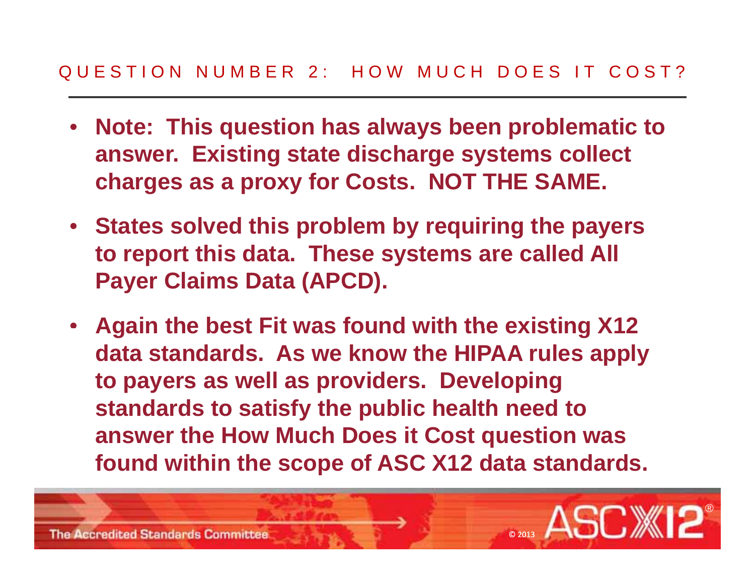## QUESTION NUMBER 2: HOW MUCH DOES IT COST?

- **Note: This question has always been problematic to answer. Existing state discharge systems collect charges as a proxy for Costs. NOT THE SAME.**
- **States solved this problem by requiring the payers to report this data. These systems are called All Payer Claims Data (APCD).**
- **Again the best Fit was found with the existing X12 data standards. As we know the HIPAA rules apply to payers as well as providers. Developing standards to satisfy the public health need to answer the How Much Does it Cost question was found within the scope of ASC X12 data standards.**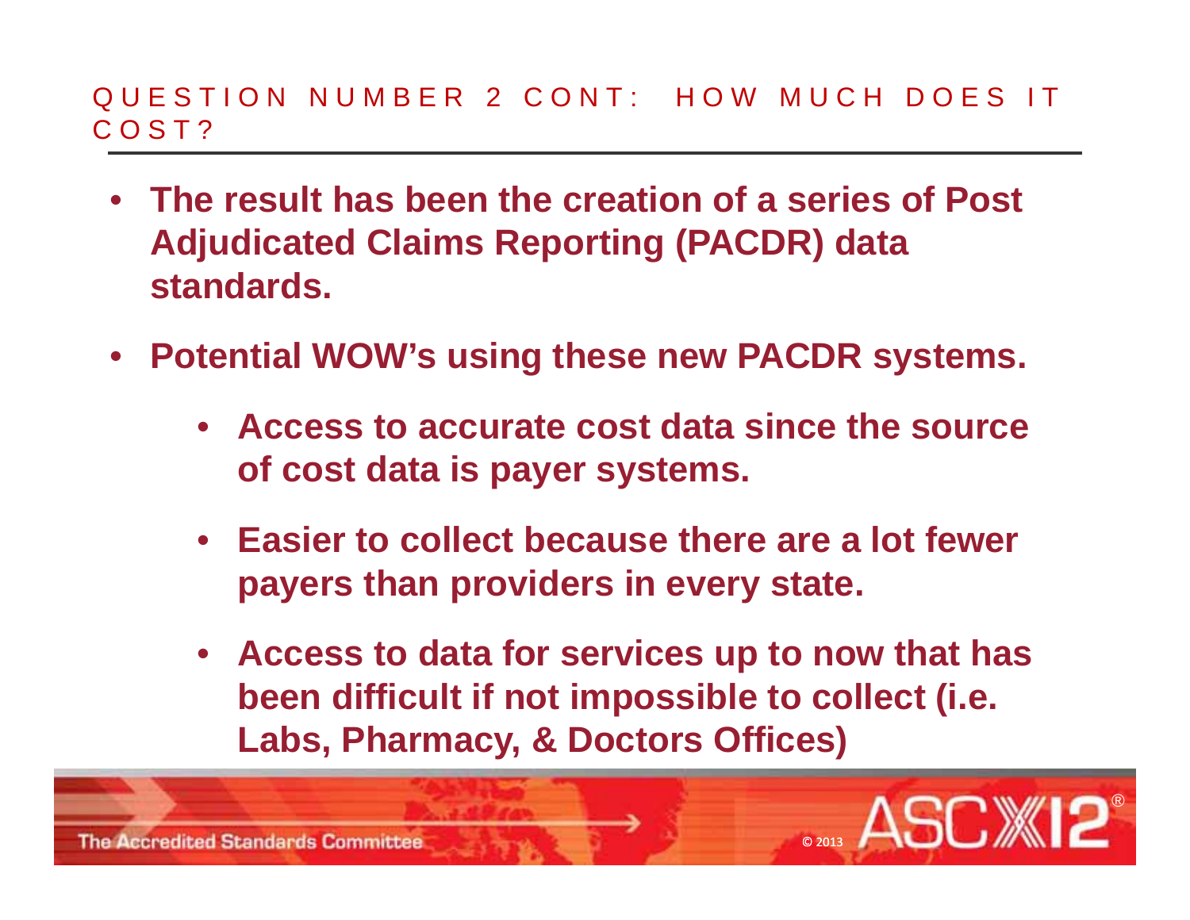## QUESTION NUMBER 2 CONT: HOW MUCH DOES IT COST?

- **The result has been the creation of a series of Post Adjudicated Claims Reporting (PACDR) data standards.**
- **Potential WOW's using these new PACDR systems.**
  - **Access to accurate cost data since the source of cost data is payer systems.**
  - **Easier to collect because there are a lot fewer payers than providers in every state.**
  - **Access to data for services up to now that has been difficult if not impossible to collect (i.e. Labs, Pharmacy, & Doctors Offices)**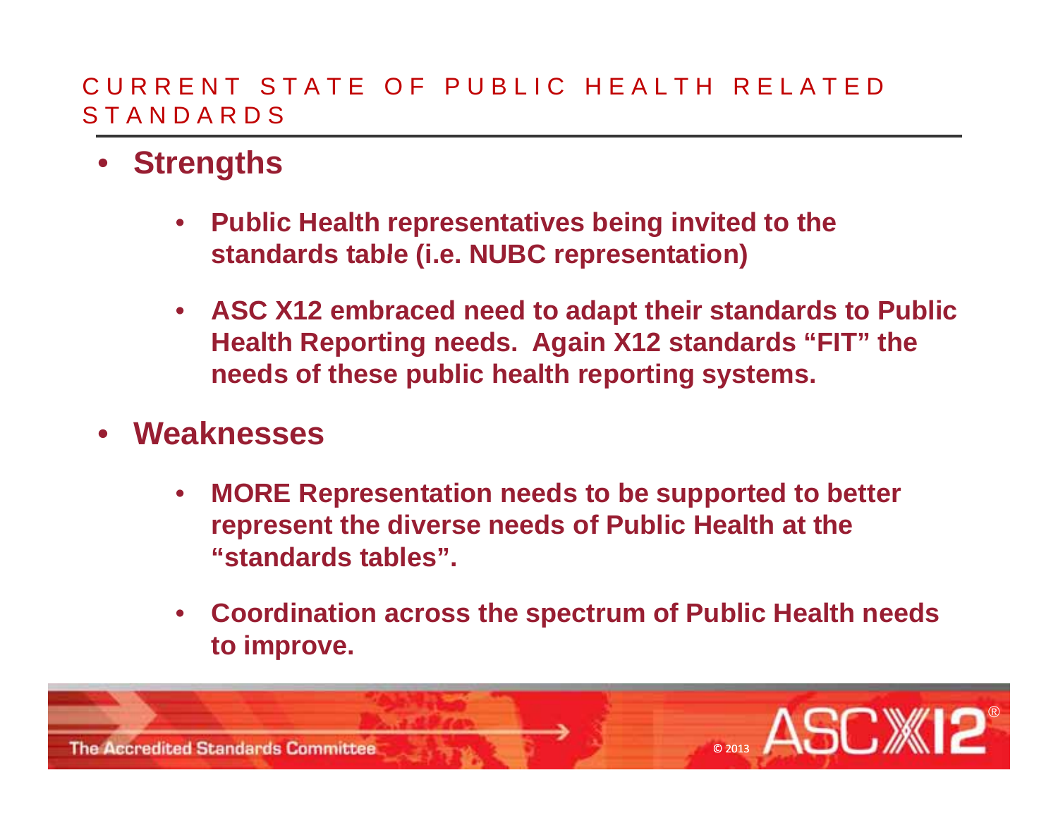# CURRENT STATE OF PUBLIC HEALTH RELATED STANDARDS

- **Strengths**
  - **Public Health representatives being invited to the standards table (i.e. NUBC representation)**
  - **ASC X12 embraced need to adapt their standards to Public Health Reporting needs. Again X12 standards "FIT" the needs of these public health reporting systems.**
- **Weaknesses**
  - **MORE Representation needs to be supported to better represent the diverse needs of Public Health at the "standards tables".**
  - **Coordination across the spectrum of Public Health needs to improve.**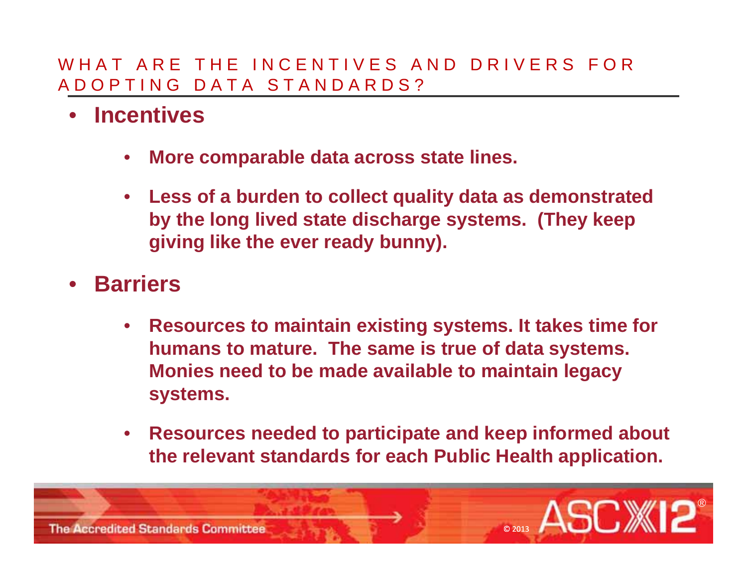## WHAT ARE THE INCENTIVES AND DRIVERS FOR ADOPTING DATA STANDARDS?

- **Incentives**
  - **More comparable data across state lines.**
  - **Less of a burden to collect quality data as demonstrated by the long lived state discharge systems. (They keep giving like the ever ready bunny).**
- **Barriers**
  - **Resources to maintain existing systems. It takes time for humans to mature. The same is true of data systems. Monies need to be made available to maintain legacy systems.**
  - **Resources needed to participate and keep informed about the relevant standards for each Public Health application.**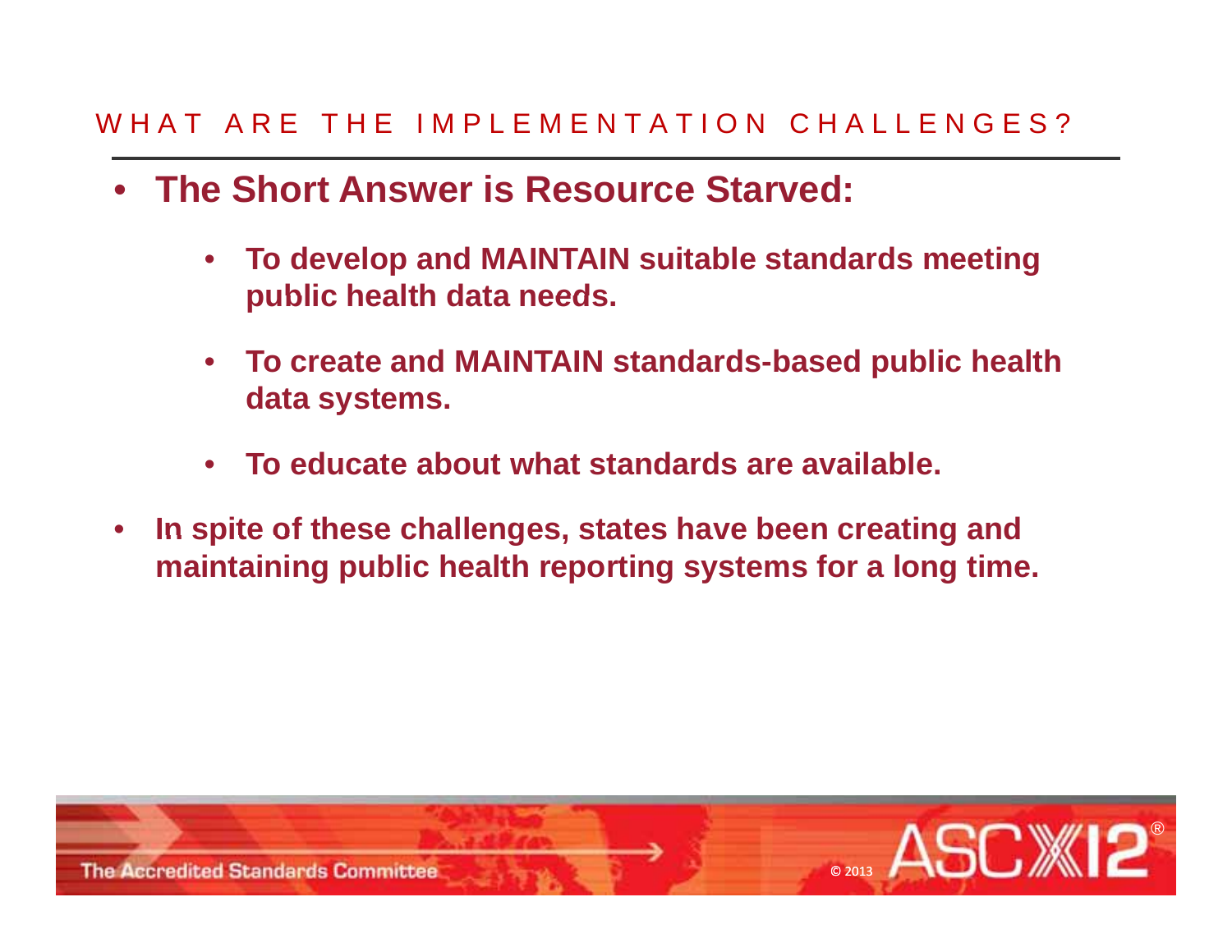## WHAT ARE THE IMPLEMENTATION CHALLENGES?

- **The Short Answer is Resource Starved:**
  - **To develop and MAINTAIN suitable standards meeting public health data needs.**
  - **To create and MAINTAIN standards-based public health data systems.**
  - **To educate about what standards are available.**
- **In spite of these challenges, states have been creating and maintaining public health reporting systems for a long time.**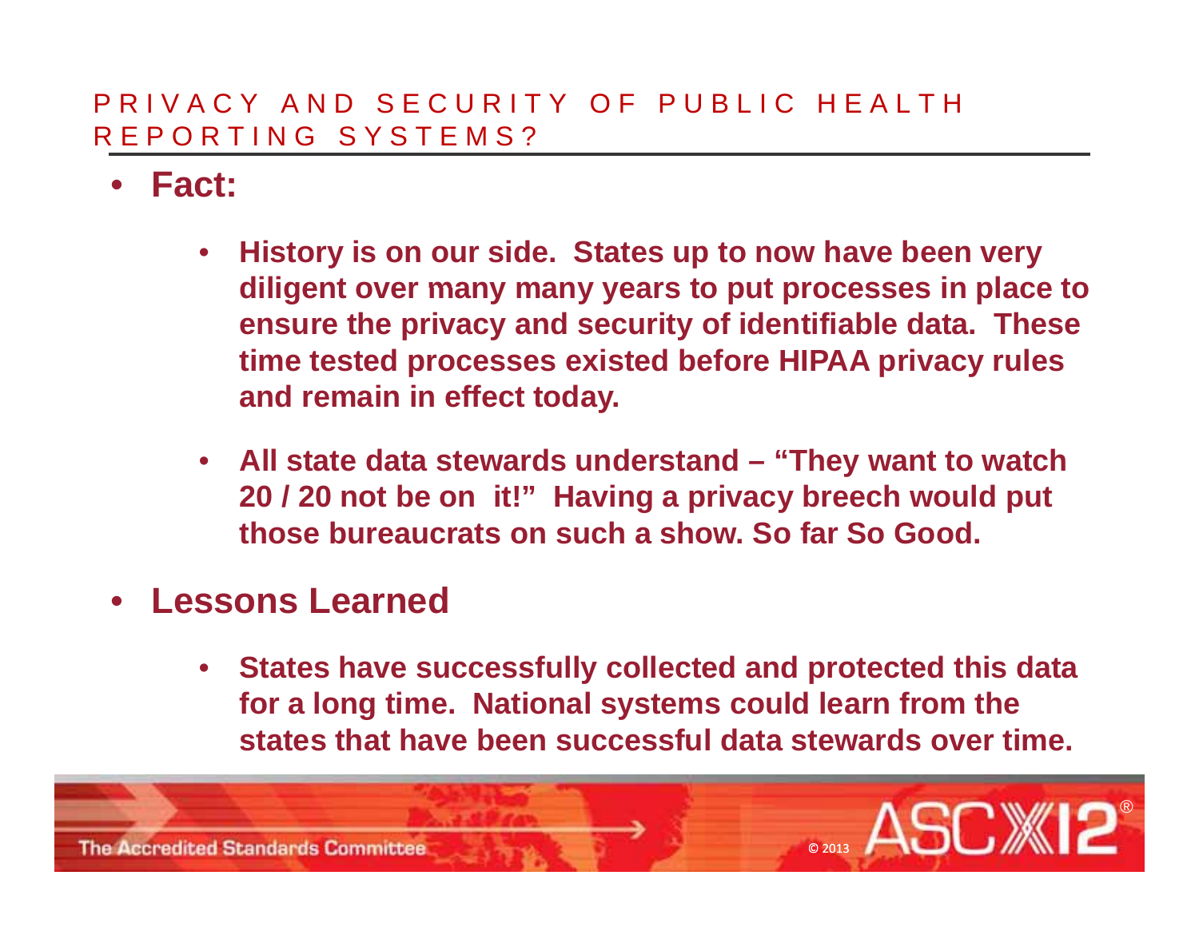## PRIVACY AND SECURITY OF PUBLIC HEALTH REPORTING SYSTEMS?

- **Fact:**
  - **History is on our side. States up to now have been very diligent over many many years to put processes in place to ensure the privacy and security of identifiable data. These time tested processes existed before HIPAA privacy rules and remain in effect today.**
  - **All state data stewards understand – "They want to watch 20 / 20 not be on it!" Having a privacy breech would put those bureaucrats on such a show. So far So Good.**
- **Lessons Learned**
  - **States have successfully collected and protected this data for a long time. National systems could learn from the states that have been successful data stewards over time.**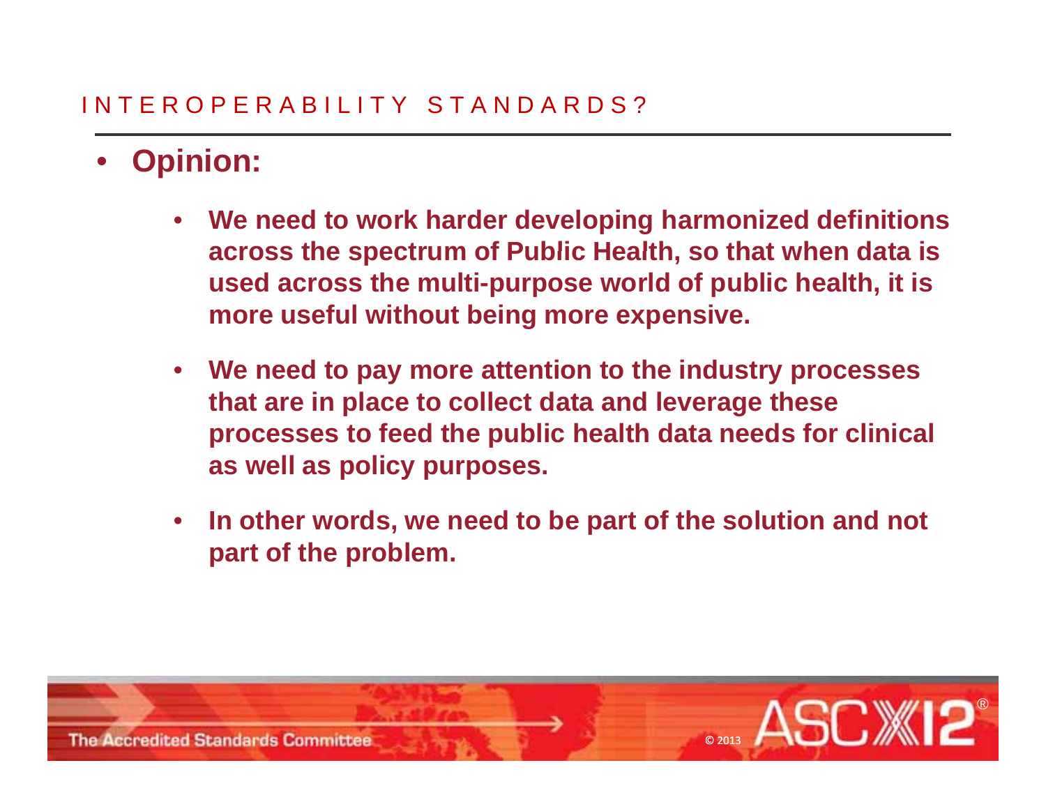## INTEROPERABILITY STANDARDS?

- **Opinion:**
  - **We need to work harder developing harmonized definitions across the spectrum of Public Health, so that when data is used across the multi-purpose world of public health, it is more useful without being more expensive.**
  - **We need to pay more attention to the industry processes that are in place to collect data and leverage these processes to feed the public health data needs for clinical as well as policy purposes.**
  - **In other words, we need to be part of the solution and not part of the problem.**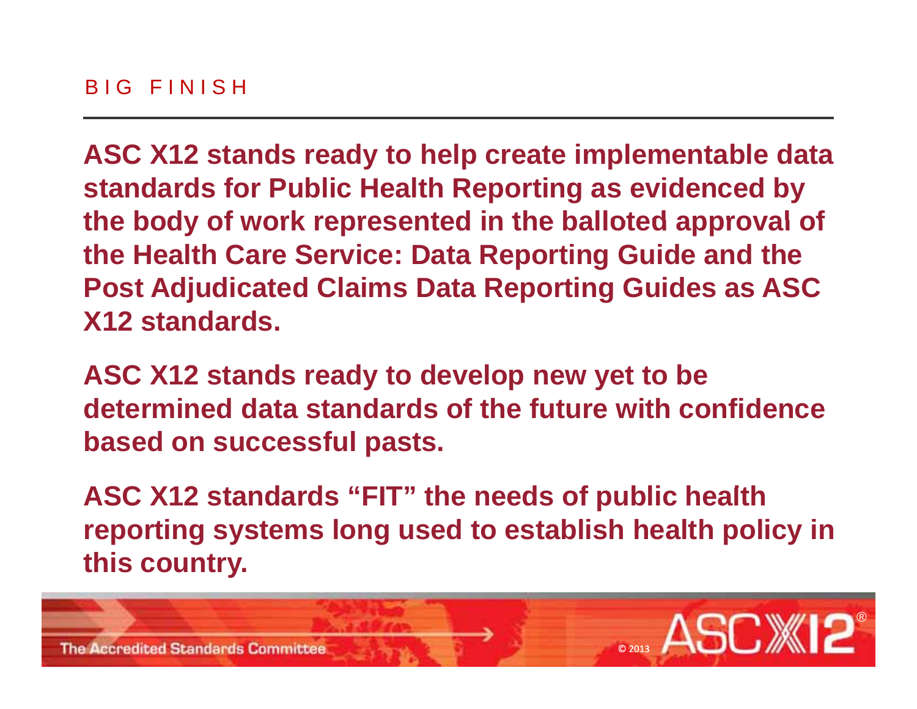## BIG FINISH

**ASC X12 stands ready to help create implementable data standards for Public Health Reporting as evidenced by the body of work represented in the balloted approval of the Health Care Service: Data Reporting Guide and the Post Adjudicated Claims Data Reporting Guides as ASC X12 standards.**

**ASC X12 stands ready to develop new yet to be determined data standards of the future with confidence based on successful pasts.**

**ASC X12 standards "FIT" the needs of public health reporting systems long used to establish health policy in this country.**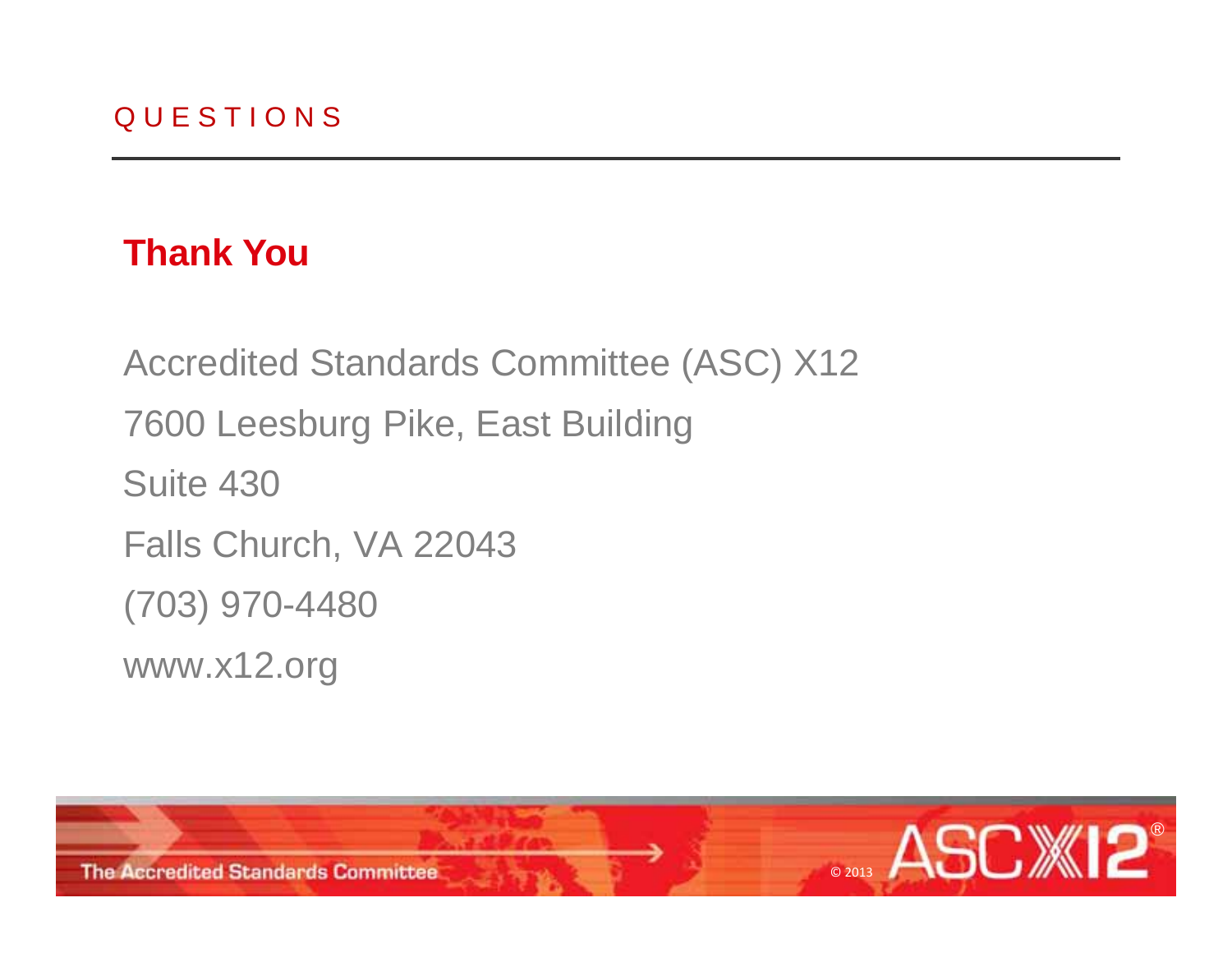QUESTIONS

## Thank You

Accredited Standards Committee (ASC) X12

7600 Leesburg Pike, East Building

Suite 430

Falls Church, VA 22043

(703) 970-4480

www.x12.org